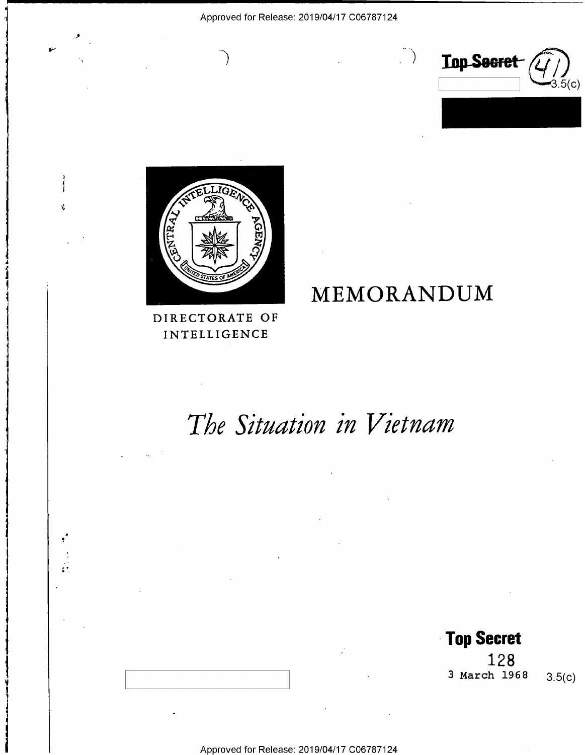Top Secret

(41)

3.5(c)

DIRECTORATE OF INTELLIGENCE

# MEMORANDUM

# *The Situation in Vietnam*

**Top Secret**

128

3 March 1968

3.5(c)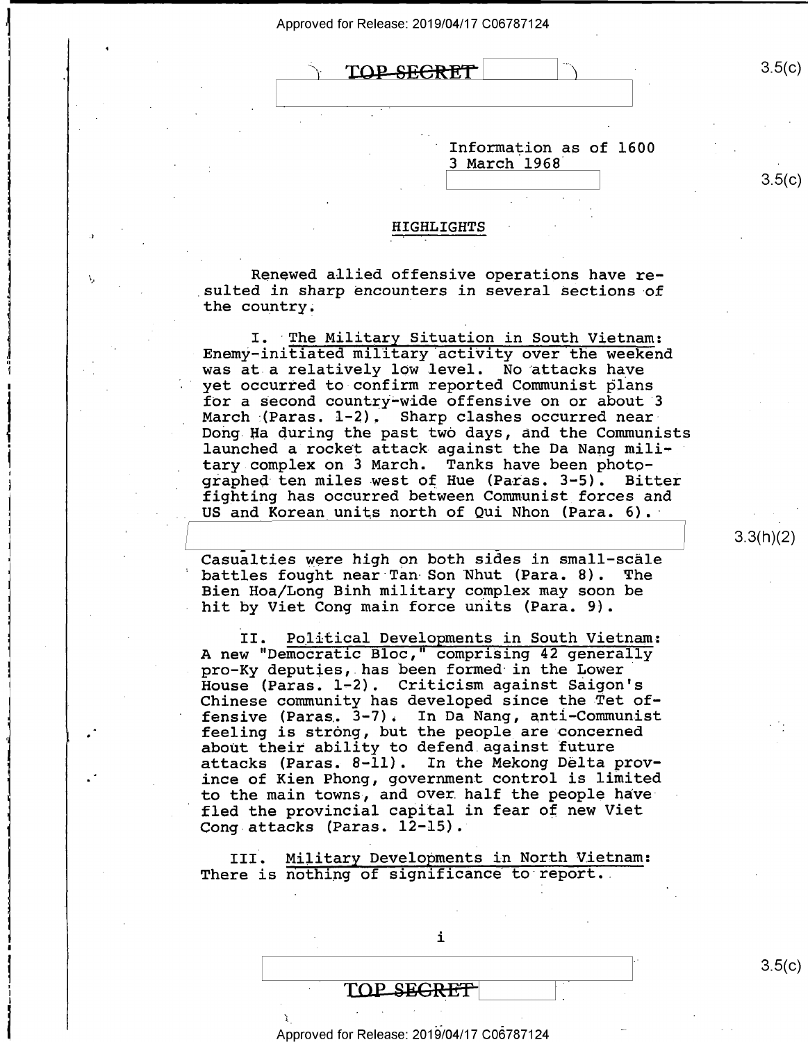TOP SECRET

Information as of 1600
3 March 1968

## HIGHLIGHTS

Renewed allied offensive operations have resulted in sharp encounters in several sections of the country.

I. The Military Situation in South Vietnam: Enemy-initiated military activity over the weekend was at a relatively low level. No attacks have yet occurred to confirm reported Communist plans for a second country-wide offensive on or about 3 March (Paras. 1-2). Sharp clashes occurred near Dong Ha during the past two days, and the Communists launched a rocket attack against the Da Nang military complex on 3 March. Tanks have been photographed ten miles west of Hue (Paras. 3-5). Bitter fighting has occurred between Communist forces and US and Korean units north of Qui Nhon (Para. 6).

Casualties were high on both sides in small-scale battles fought near Tan Son Nhut (Para. 8). The Bien Hoa/Long Binh military complex may soon be hit by Viet Cong main force units (Para. 9).

II. Political Developments in South Vietnam: A new "Democratic Bloc," comprising 42 generally pro-Ky deputies, has been formed in the Lower House (Paras. 1-2). Criticism against Saigon's Chinese community has developed since the Tet offensive (Paras. 3-7). In Da Nang, anti-Communist feeling is strong, but the people are concerned about their ability to defend against future attacks (Paras. 8-11). In the Mekong Delta province of Kien Phong, government control is limited to the main towns, and over half the people have fled the provincial capital in fear of new Viet Cong attacks (Paras. 12-15).

III. Military Developments in North Vietnam: There is nothing of significance to report.

TOP SECRET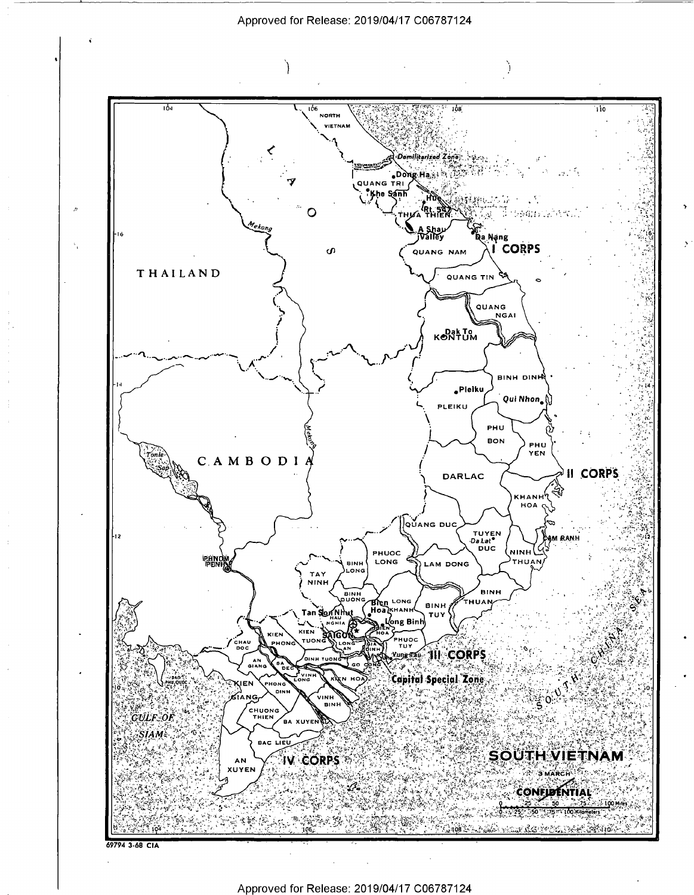SOUTH VIETNAM

3 MARCH

CONFIDENTIAL

69794 3-68 CIA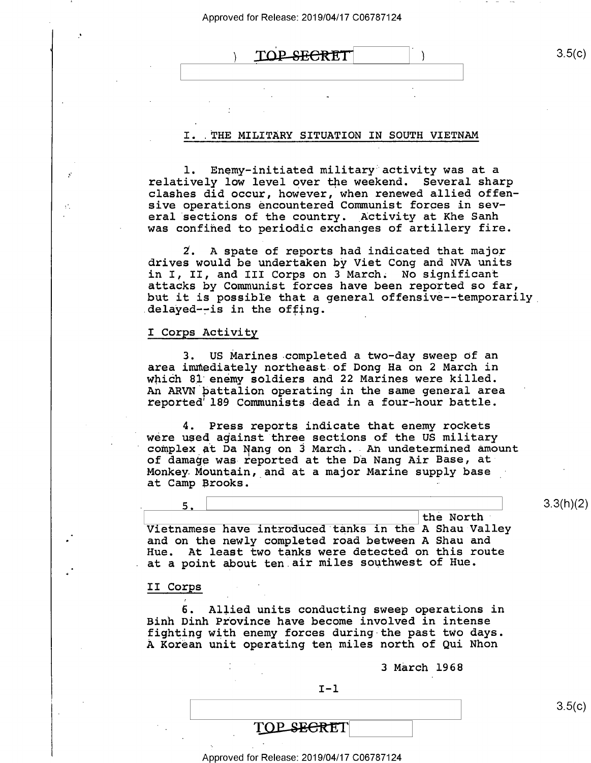## I. THE MILITARY SITUATION IN SOUTH VIETNAM

1. Enemy-initiated military activity was at a relatively low level over the weekend. Several sharp clashes did occur, however, when renewed allied offensive operations encountered Communist forces in several sections of the country. Activity at Khe Sanh was confined to periodic exchanges of artillery fire.

2. A spate of reports had indicated that major drives would be undertaken by Viet Cong and NVA units in I, II, and III Corps on 3 March. No significant attacks by Communist forces have been reported so far, but it is possible that a general offensive--temporarily delayed--is in the offing.

### I Corps Activity

3. US Marines completed a two-day sweep of an area immediately northeast of Dong Ha on 2 March in which 81 enemy soldiers and 22 Marines were killed. An ARVN battalion operating in the same general area reported 189 Communists dead in a four-hour battle.

4. Press reports indicate that enemy rockets were used against three sections of the US military complex at Da Nang on 3 March. An undetermined amount of damage was reported at the Da Nang Air Base, at Monkey Mountain, and at a major Marine supply base at Camp Brooks.

5. [redacted] the North Vietnamese have introduced tanks in the A Shau Valley and on the newly completed road between A Shau and Hue. At least two tanks were detected on this route at a point about ten air miles southwest of Hue.

### II Corps

6. Allied units conducting sweep operations in Binh Dinh Province have become involved in intense fighting with enemy forces during the past two days. A Korean unit operating ten miles north of Qui Nhon

3 March 1968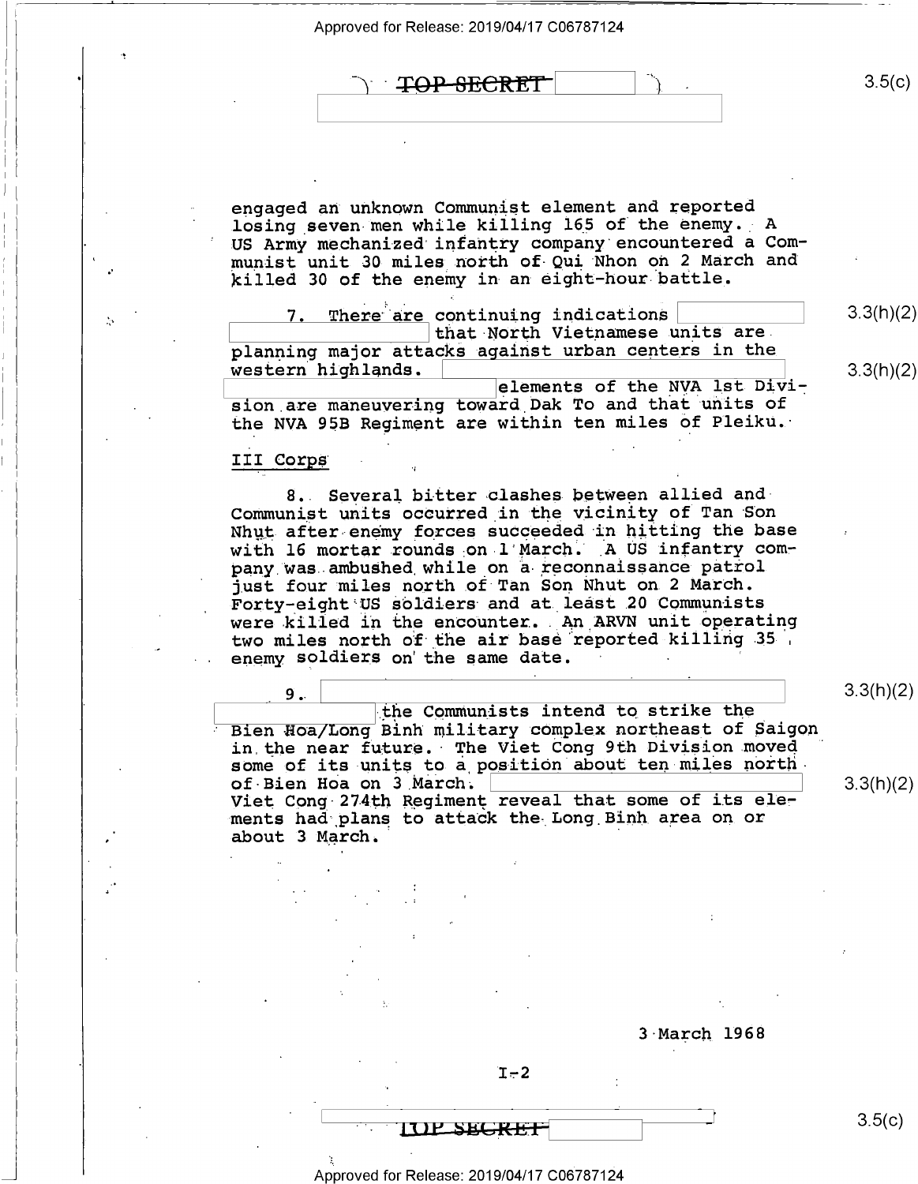engaged an unknown Communist element and reported losing seven men while killing 165 of the enemy. A US Army mechanized infantry company encountered a Communist unit 30 miles north of Qui Nhon on 2 March and killed 30 of the enemy in an eight-hour battle.

7. There are continuing indications [redacted] that North Vietnamese units are planning major attacks against urban centers in the western highlands. [redacted] elements of the NVA 1st Division are maneuvering toward Dak To and that units of the NVA 95B Regiment are within ten miles of Pleiku.

3.3(h)(2)

3.3(h)(2)

## III Corps

8. Several bitter clashes between allied and Communist units occurred in the vicinity of Tan Son Nhut after enemy forces succeeded in hitting the base with 16 mortar rounds on 1 March. A US infantry company was ambushed while on a reconnaissance patrol just four miles north of Tan Son Nhut on 2 March. Forty-eight US soldiers and at least 20 Communists were killed in the encounter. An ARVN unit operating two miles north of the air base reported killing 35 enemy soldiers on the same date.

9. [redacted] the Communists intend to strike the Bien Hoa/Long Binh military complex northeast of Saigon in the near future. The Viet Cong 9th Division moved some of its units to a position about ten miles north of Bien Hoa on 3 March. [redacted] Viet Cong 274th Regiment reveal that some of its elements had plans to attack the Long Binh area on or about 3 March.

3.3(h)(2)

3.3(h)(2)

3 March 1968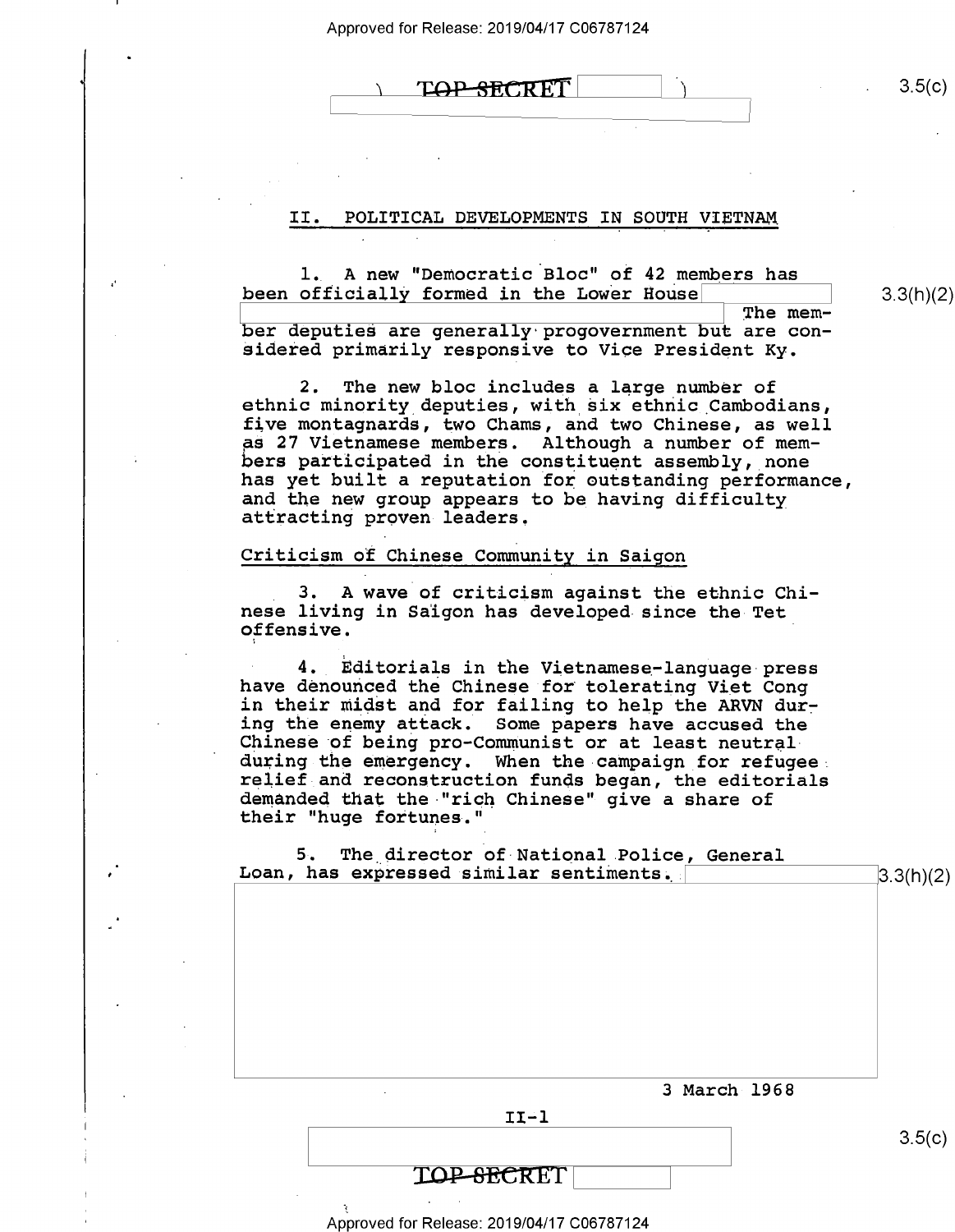## II. POLITICAL DEVELOPMENTS IN SOUTH VIETNAM

1. A new "Democratic Bloc" of 42 members has been officially formed in the Lower House The member deputies are generally progovernment but are considered primarily responsive to Vice President Ky.

2. The new bloc includes a large number of ethnic minority deputies, with six ethnic Cambodians, five montagnards, two Chams, and two Chinese, as well as 27 Vietnamese members. Although a number of members participated in the constituent assembly, none has yet built a reputation for outstanding performance, and the new group appears to be having difficulty attracting proven leaders.

### Criticism of Chinese Community in Saigon

3. A wave of criticism against the ethnic Chinese living in Saigon has developed since the Tet offensive.

4. Editorials in the Vietnamese-language press have denounced the Chinese for tolerating Viet Cong in their midst and for failing to help the ARVN during the enemy attack. Some papers have accused the Chinese of being pro-Communist or at least neutral during the emergency. When the campaign for refugee relief and reconstruction funds began, the editorials demanded that the "rich Chinese" give a share of their "huge fortunes."

5. The director of National Police, General Loan, has expressed similar sentiments.

3 March 1968

II-1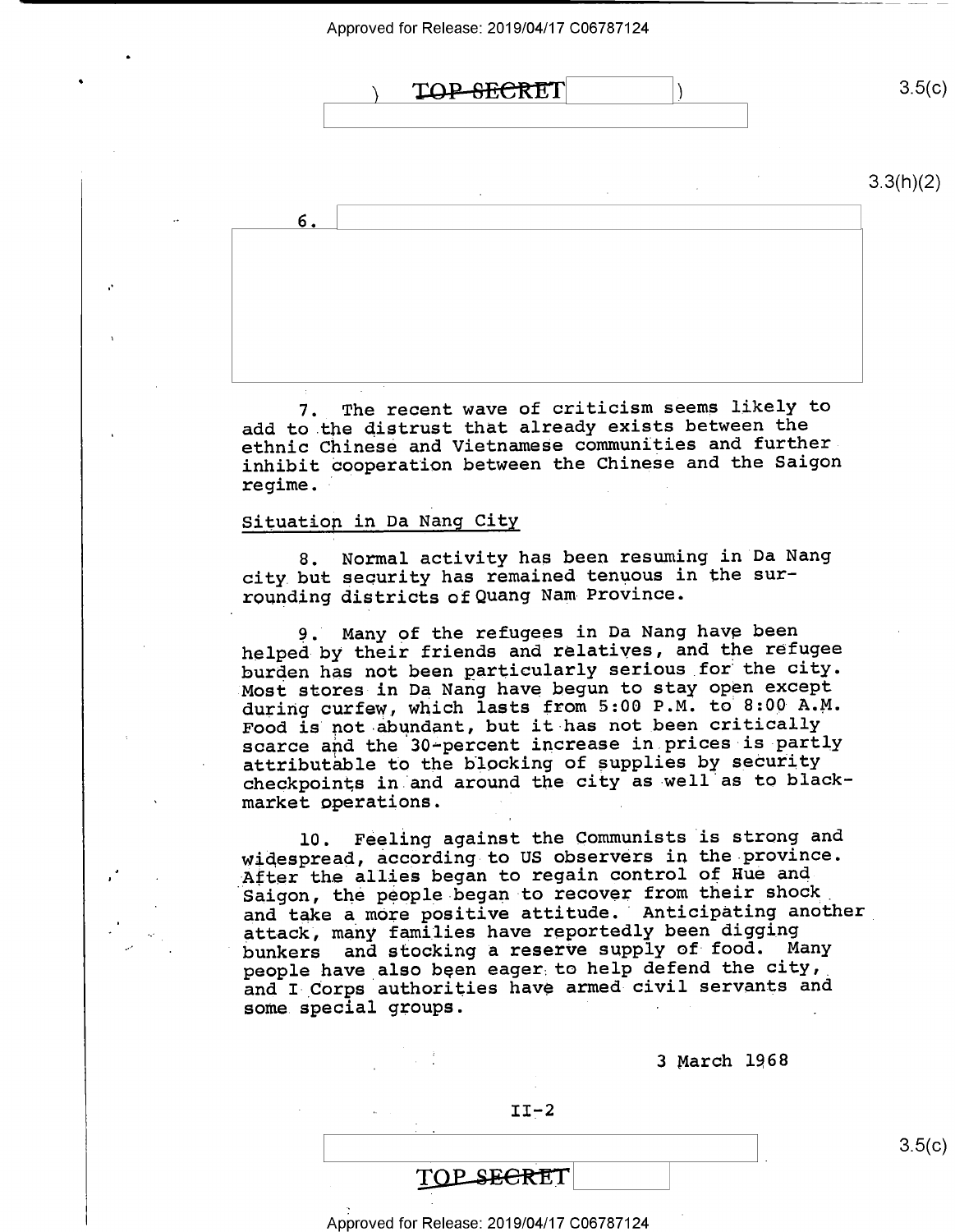TOP SECRET

6.

7. The recent wave of criticism seems likely to add to the distrust that already exists between the ethnic Chinese and Vietnamese communities and further inhibit cooperation between the Chinese and the Saigon regime.

Situation in Da Nang City

8. Normal activity has been resuming in Da Nang city but security has remained tenuous in the surrounding districts of Quang Nam Province.

9. Many of the refugees in Da Nang have been helped by their friends and relatives, and the refugee burden has not been particularly serious for the city. Most stores in Da Nang have begun to stay open except during curfew, which lasts from 5:00 P.M. to 8:00 A.M. Food is not abundant, but it has not been critically scarce and the 30-percent increase in prices is partly attributable to the blocking of supplies by security checkpoints in and around the city as well as to black-market operations.

10. Feeling against the Communists is strong and widespread, according to US observers in the province. After the allies began to regain control of Hue and Saigon, the people began to recover from their shock and take a more positive attitude. Anticipating another attack, many families have reportedly been digging bunkers and stocking a reserve supply of food. Many people have also been eager to help defend the city, and I Corps authorities have armed civil servants and some special groups.

3 March 1968

II-2

TOP SECRET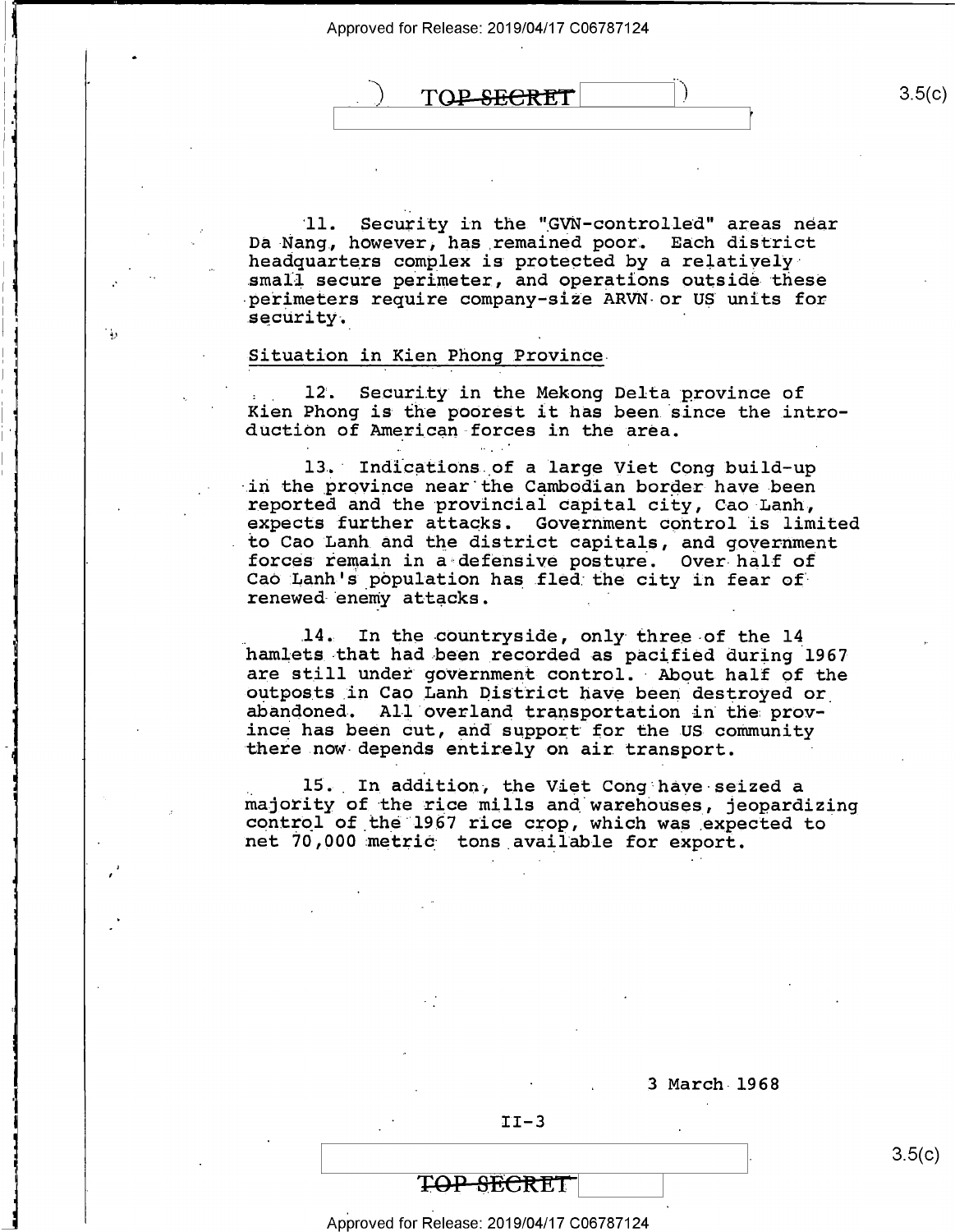11. Security in the "GVN-controlled" areas near Da Nang, however, has remained poor. Each district headquarters complex is protected by a relatively small secure perimeter, and operations outside these perimeters require company-size ARVN or US units for security.

Situation in Kien Phong Province

12. Security in the Mekong Delta province of Kien Phong is the poorest it has been since the introduction of American forces in the area.

13. Indications of a large Viet Cong build-up in the province near the Cambodian border have been reported and the provincial capital city, Cao Lanh, expects further attacks. Government control is limited to Cao Lanh and the district capitals, and government forces remain in a defensive posture. Over half of Cao Lanh's population has fled the city in fear of renewed enemy attacks.

14. In the countryside, only three of the 14 hamlets that had been recorded as pacified during 1967 are still under government control. About half of the outposts in Cao Lanh District have been destroyed or abandoned. All overland transportation in the province has been cut, and support for the US community there now depends entirely on air transport.

15. In addition, the Viet Cong have seized a majority of the rice mills and warehouses, jeopardizing control of the 1967 rice crop, which was expected to net 70,000 metric tons available for export.

3 March 1968

II-3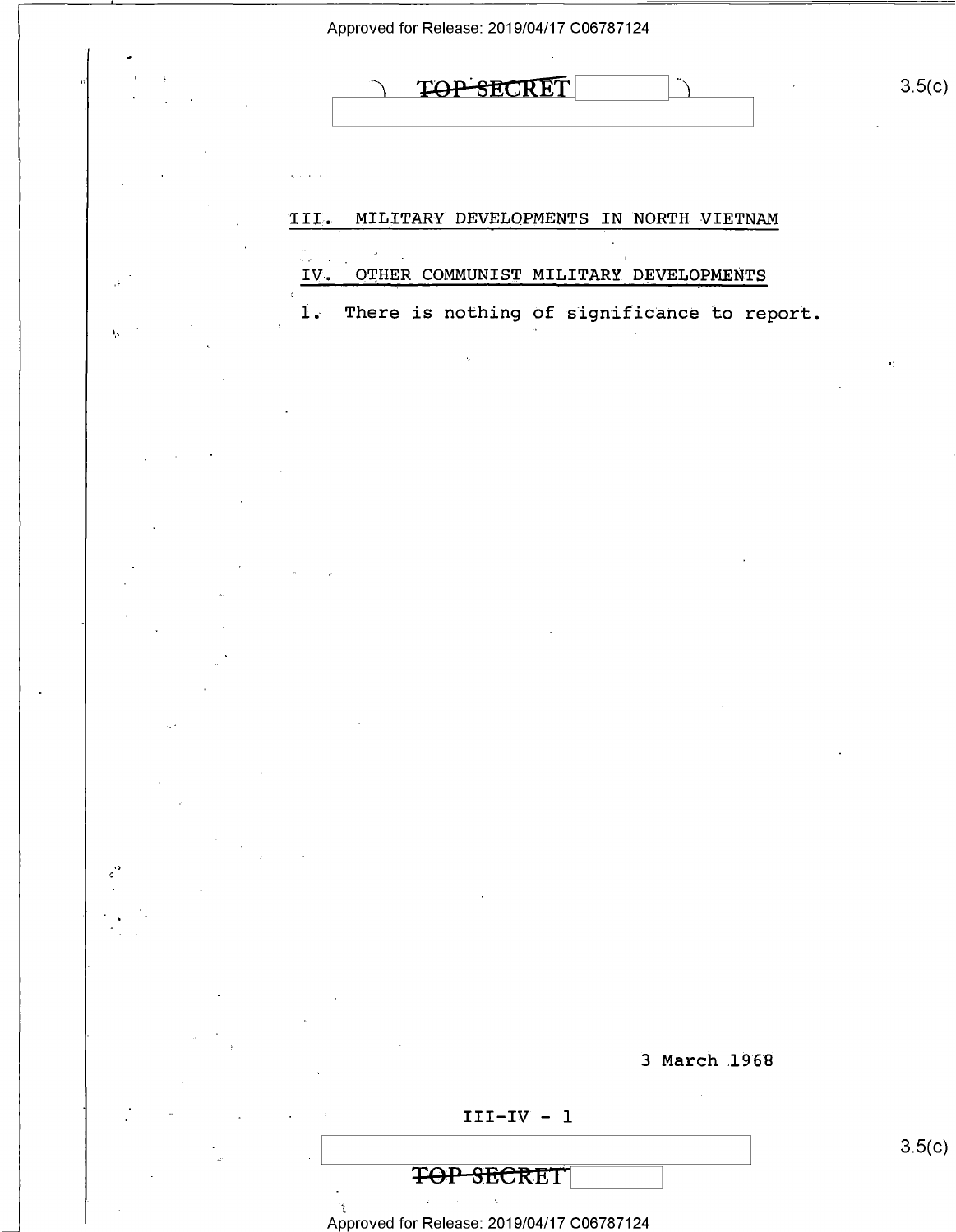## III. MILITARY DEVELOPMENTS IN NORTH VIETNAM

## IV. OTHER COMMUNIST MILITARY DEVELOPMENTS

1. There is nothing of significance to report.

3 March 1968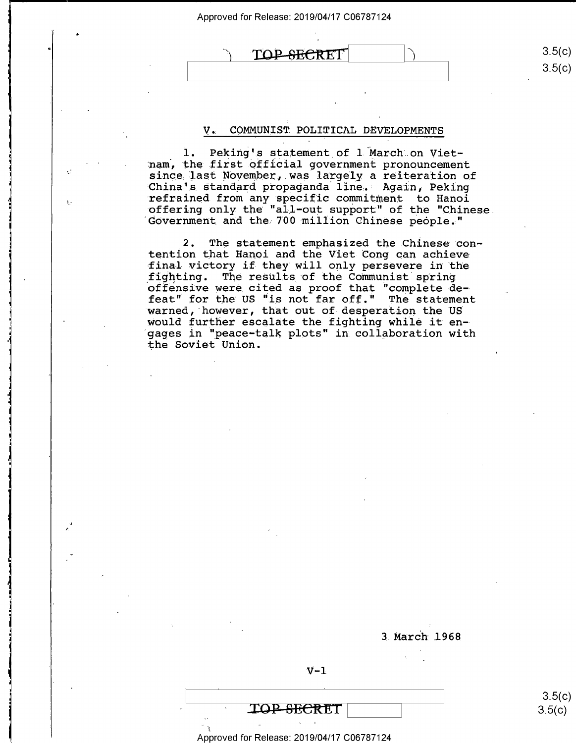## V. COMMUNIST POLITICAL DEVELOPMENTS

1. Peking's statement of 1 March on Vietnam, the first official government pronouncement since last November, was largely a reiteration of China's standard propaganda line. Again, Peking refrained from any specific commitment to Hanoi offering only the "all-out support" of the "Chinese Government and the 700 million Chinese people."

2. The statement emphasized the Chinese contention that Hanoi and the Viet Cong can achieve final victory if they will only persevere in the fighting. The results of the Communist spring offensive were cited as proof that "complete defeat" for the US "is not far off." The statement warned, however, that out of desperation the US would further escalate the fighting while it engages in "peace-talk plots" in collaboration with the Soviet Union.

3 March 1968